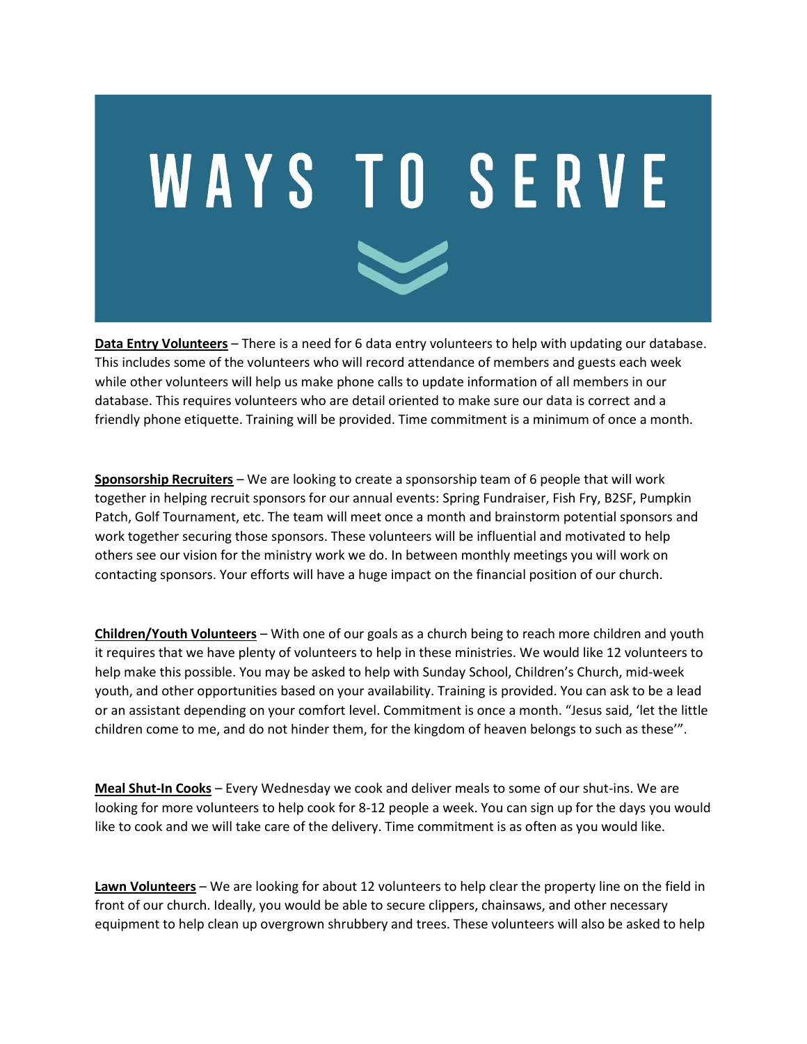# WAYS TO SERVE

**Data Entry Volunteers** – There is a need for 6 data entry volunteers to help with updating our database. This includes some of the volunteers who will record attendance of members and guests each week while other volunteers will help us make phone calls to update information of all members in our database. This requires volunteers who are detail oriented to make sure our data is correct and a friendly phone etiquette. Training will be provided. Time commitment is a minimum of once a month.

**Sponsorship Recruiters** – We are looking to create a sponsorship team of 6 people that will work together in helping recruit sponsors for our annual events: Spring Fundraiser, Fish Fry, B2SF, Pumpkin Patch, Golf Tournament, etc. The team will meet once a month and brainstorm potential sponsors and work together securing those sponsors. These volunteers will be influential and motivated to help others see our vision for the ministry work we do. In between monthly meetings you will work on contacting sponsors. Your efforts will have a huge impact on the financial position of our church.

**Children/Youth Volunteers** – With one of our goals as a church being to reach more children and youth it requires that we have plenty of volunteers to help in these ministries. We would like 12 volunteers to help make this possible. You may be asked to help with Sunday School, Children's Church, mid-week youth, and other opportunities based on your availability. Training is provided. You can ask to be a lead or an assistant depending on your comfort level. Commitment is once a month. "Jesus said, 'let the little children come to me, and do not hinder them, for the kingdom of heaven belongs to such as these'".

**Meal Shut-In Cooks** – Every Wednesday we cook and deliver meals to some of our shut-ins. We are looking for more volunteers to help cook for 8-12 people a week. You can sign up for the days you would like to cook and we will take care of the delivery. Time commitment is as often as you would like.

**Lawn Volunteers** – We are looking for about 12 volunteers to help clear the property line on the field in front of our church. Ideally, you would be able to secure clippers, chainsaws, and other necessary equipment to help clean up overgrown shrubbery and trees. These volunteers will also be asked to help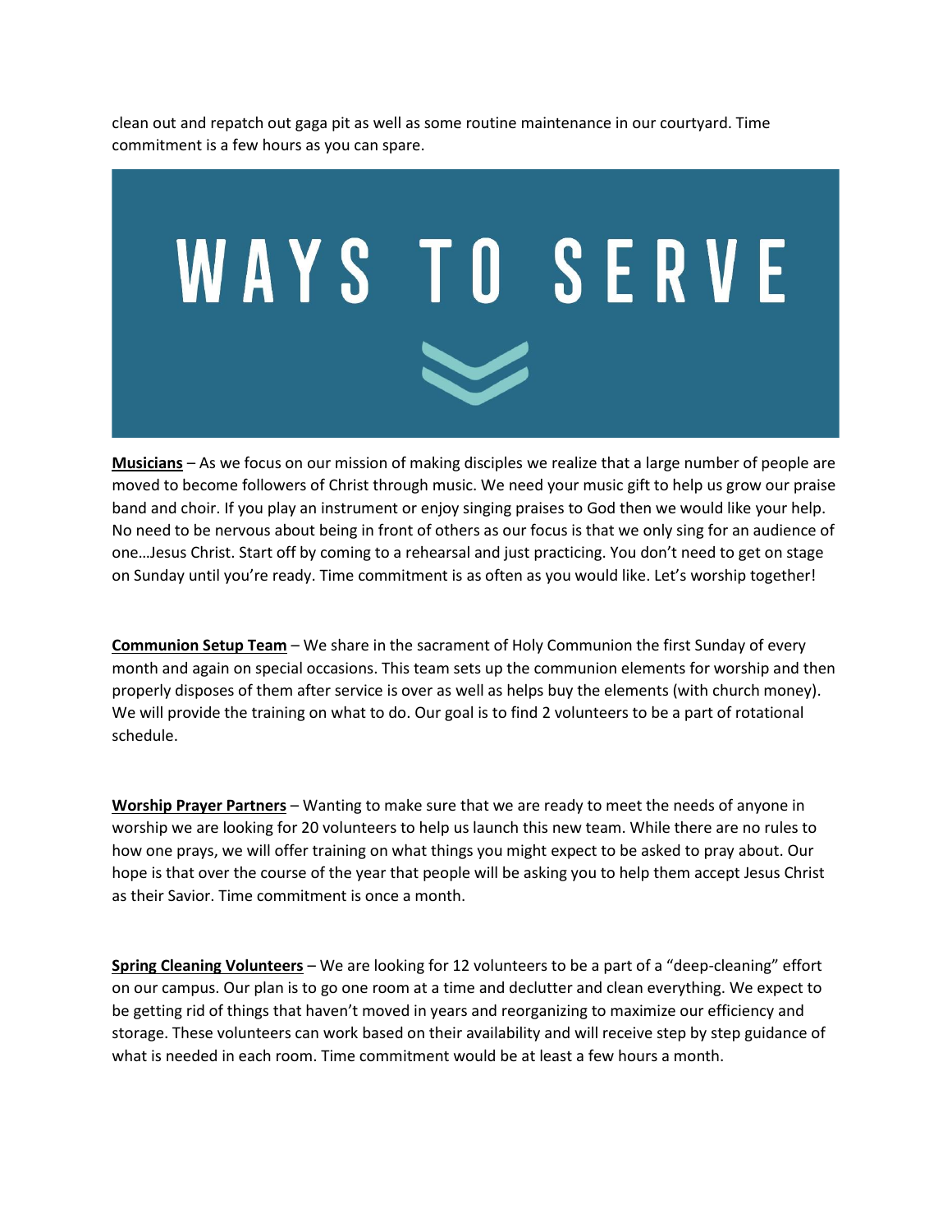clean out and repatch out gaga pit as well as some routine maintenance in our courtyard. Time commitment is a few hours as you can spare.

# WAYS TO SERVE

**Musicians** – As we focus on our mission of making disciples we realize that a large number of people are moved to become followers of Christ through music. We need your music gift to help us grow our praise band and choir. If you play an instrument or enjoy singing praises to God then we would like your help. No need to be nervous about being in front of others as our focus is that we only sing for an audience of one…Jesus Christ. Start off by coming to a rehearsal and just practicing. You don't need to get on stage on Sunday until you're ready. Time commitment is as often as you would like. Let's worship together!

**Communion Setup Team** – We share in the sacrament of Holy Communion the first Sunday of every month and again on special occasions. This team sets up the communion elements for worship and then properly disposes of them after service is over as well as helps buy the elements (with church money). We will provide the training on what to do. Our goal is to find 2 volunteers to be a part of rotational schedule.

**Worship Prayer Partners** – Wanting to make sure that we are ready to meet the needs of anyone in worship we are looking for 20 volunteers to help us launch this new team. While there are no rules to how one prays, we will offer training on what things you might expect to be asked to pray about. Our hope is that over the course of the year that people will be asking you to help them accept Jesus Christ as their Savior. Time commitment is once a month.

**Spring Cleaning Volunteers** – We are looking for 12 volunteers to be a part of a "deep-cleaning" effort on our campus. Our plan is to go one room at a time and declutter and clean everything. We expect to be getting rid of things that haven't moved in years and reorganizing to maximize our efficiency and storage. These volunteers can work based on their availability and will receive step by step guidance of what is needed in each room. Time commitment would be at least a few hours a month.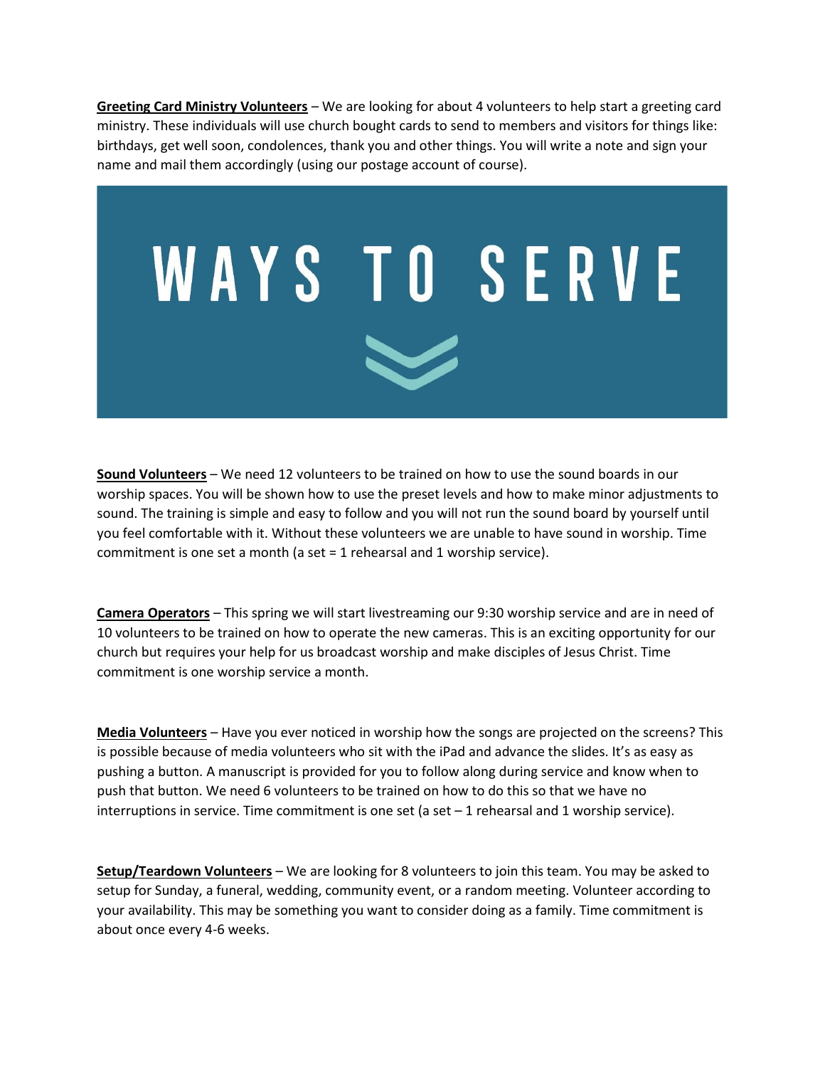**<u>Greeting Card Ministry Volunteers</u>** – We are looking for about 4 volunteers to help start a greeting card ministry. These individuals will use church bought cards to send to members and visitors for things like: birthdays, get well soon, condolences, thank you and other things. You will write a note and sign your name and mail them accordingly (using our postage account of course).

# WAYS TO SERVE

**<u>Sound Volunteers</u>** – We need 12 volunteers to be trained on how to use the sound boards in our worship spaces. You will be shown how to use the preset levels and how to make minor adjustments to sound. The training is simple and easy to follow and you will not run the sound board by yourself until you feel comfortable with it. Without these volunteers we are unable to have sound in worship. Time commitment is one set a month (a set = 1 rehearsal and 1 worship service).

**<u>Camera Operators</u>** – This spring we will start livestreaming our 9:30 worship service and are in need of 10 volunteers to be trained on how to operate the new cameras. This is an exciting opportunity for our church but requires your help for us broadcast worship and make disciples of Jesus Christ. Time commitment is one worship service a month.

**<u>Media Volunteers</u>** – Have you ever noticed in worship how the songs are projected on the screens? This is possible because of media volunteers who sit with the iPad and advance the slides. It's as easy as pushing a button. A manuscript is provided for you to follow along during service and know when to push that button. We need 6 volunteers to be trained on how to do this so that we have no interruptions in service. Time commitment is one set (a set – 1 rehearsal and 1 worship service).

**<u>Setup/Teardown Volunteers</u>** – We are looking for 8 volunteers to join this team. You may be asked to setup for Sunday, a funeral, wedding, community event, or a random meeting. Volunteer according to your availability. This may be something you want to consider doing as a family. Time commitment is about once every 4-6 weeks.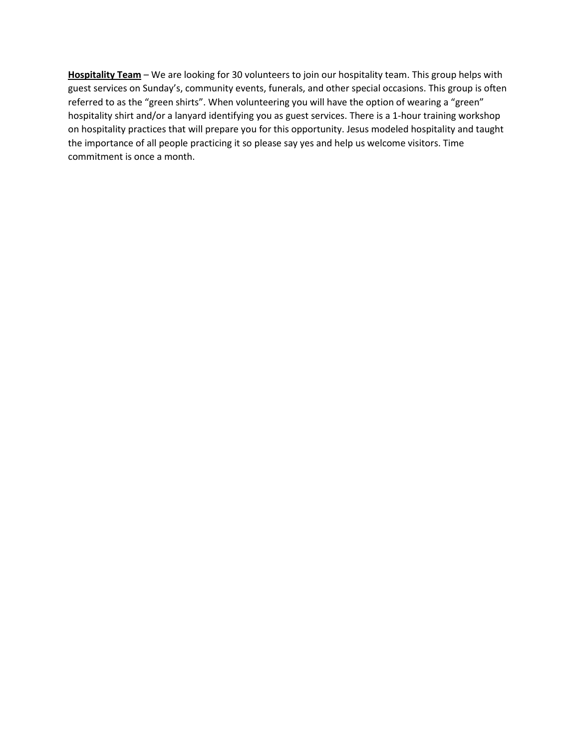**<u>Hospitality Team</u>** – We are looking for 30 volunteers to join our hospitality team. This group helps with guest services on Sunday's, community events, funerals, and other special occasions. This group is often referred to as the "green shirts". When volunteering you will have the option of wearing a "green" hospitality shirt and/or a lanyard identifying you as guest services. There is a 1-hour training workshop on hospitality practices that will prepare you for this opportunity. Jesus modeled hospitality and taught the importance of all people practicing it so please say yes and help us welcome visitors. Time commitment is once a month.